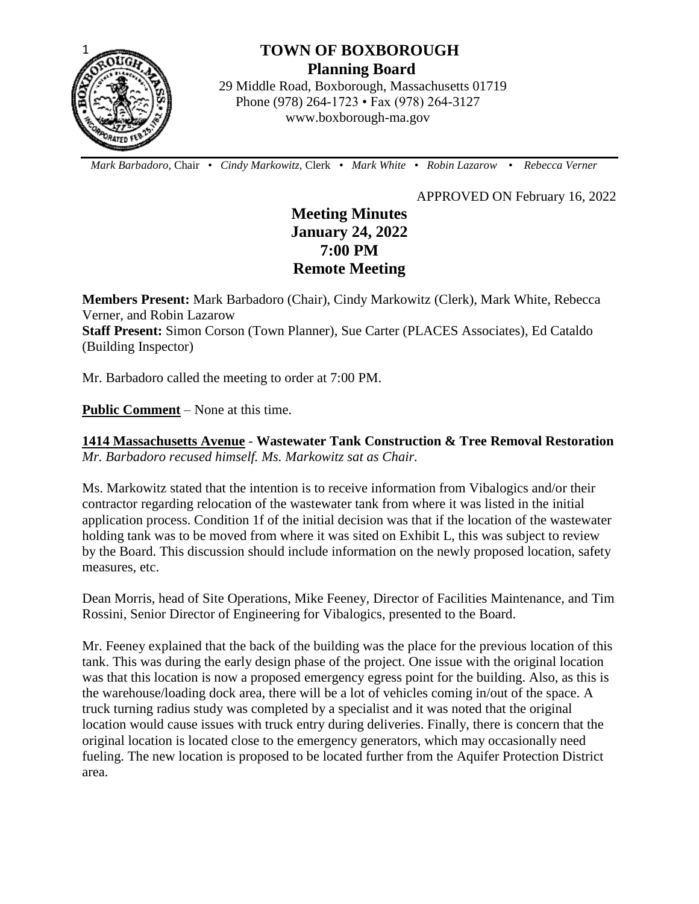# TOWN OF BOXBOROUGH
## Planning Board

29 Middle Road, Boxborough, Massachusetts 01719
Phone (978) 264-1723 • Fax (978) 264-3127
www.boxborough-ma.gov

*Mark Barbadoro,* Chair • *Cindy Markowitz,* Clerk • *Mark White* • *Robin Lazarow* • *Rebecca Verner*

APPROVED ON February 16, 2022

# Meeting Minutes
## January 24, 2022
## 7:00 PM
## Remote Meeting

**Members Present:** Mark Barbadoro (Chair), Cindy Markowitz (Clerk), Mark White, Rebecca Verner, and Robin Lazarow
**Staff Present:** Simon Corson (Town Planner), Sue Carter (PLACES Associates), Ed Cataldo (Building Inspector)

Mr. Barbadoro called the meeting to order at 7:00 PM.

**Public Comment** – None at this time.

**1414 Massachusetts Avenue - Wastewater Tank Construction & Tree Removal Restoration**
*Mr. Barbadoro recused himself. Ms. Markowitz sat as Chair.*

Ms. Markowitz stated that the intention is to receive information from Vibalogics and/or their contractor regarding relocation of the wastewater tank from where it was listed in the initial application process. Condition 1f of the initial decision was that if the location of the wastewater holding tank was to be moved from where it was sited on Exhibit L, this was subject to review by the Board. This discussion should include information on the newly proposed location, safety measures, etc.

Dean Morris, head of Site Operations, Mike Feeney, Director of Facilities Maintenance, and Tim Rossini, Senior Director of Engineering for Vibalogics, presented to the Board.

Mr. Feeney explained that the back of the building was the place for the previous location of this tank. This was during the early design phase of the project. One issue with the original location was that this location is now a proposed emergency egress point for the building. Also, as this is the warehouse/loading dock area, there will be a lot of vehicles coming in/out of the space. A truck turning radius study was completed by a specialist and it was noted that the original location would cause issues with truck entry during deliveries. Finally, there is concern that the original location is located close to the emergency generators, which may occasionally need fueling. The new location is proposed to be located further from the Aquifer Protection District area.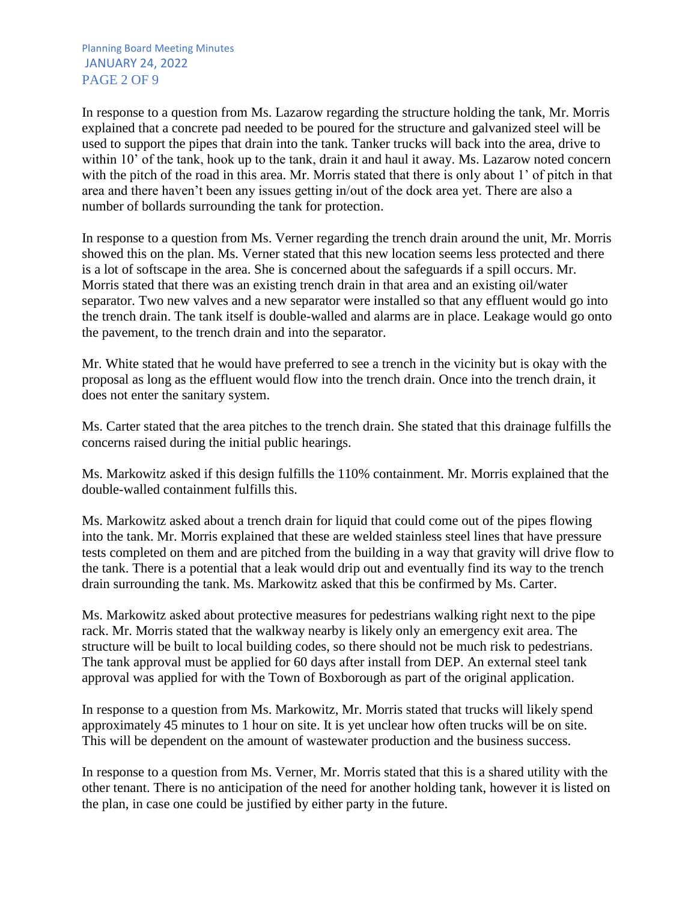In response to a question from Ms. Lazarow regarding the structure holding the tank, Mr. Morris explained that a concrete pad needed to be poured for the structure and galvanized steel will be used to support the pipes that drain into the tank. Tanker trucks will back into the area, drive to within 10' of the tank, hook up to the tank, drain it and haul it away. Ms. Lazarow noted concern with the pitch of the road in this area. Mr. Morris stated that there is only about 1' of pitch in that area and there haven't been any issues getting in/out of the dock area yet. There are also a number of bollards surrounding the tank for protection.

In response to a question from Ms. Verner regarding the trench drain around the unit, Mr. Morris showed this on the plan. Ms. Verner stated that this new location seems less protected and there is a lot of softscape in the area. She is concerned about the safeguards if a spill occurs. Mr. Morris stated that there was an existing trench drain in that area and an existing oil/water separator. Two new valves and a new separator were installed so that any effluent would go into the trench drain. The tank itself is double-walled and alarms are in place. Leakage would go onto the pavement, to the trench drain and into the separator.

Mr. White stated that he would have preferred to see a trench in the vicinity but is okay with the proposal as long as the effluent would flow into the trench drain. Once into the trench drain, it does not enter the sanitary system.

Ms. Carter stated that the area pitches to the trench drain. She stated that this drainage fulfills the concerns raised during the initial public hearings.

Ms. Markowitz asked if this design fulfills the 110% containment. Mr. Morris explained that the double-walled containment fulfills this.

Ms. Markowitz asked about a trench drain for liquid that could come out of the pipes flowing into the tank. Mr. Morris explained that these are welded stainless steel lines that have pressure tests completed on them and are pitched from the building in a way that gravity will drive flow to the tank. There is a potential that a leak would drip out and eventually find its way to the trench drain surrounding the tank. Ms. Markowitz asked that this be confirmed by Ms. Carter.

Ms. Markowitz asked about protective measures for pedestrians walking right next to the pipe rack. Mr. Morris stated that the walkway nearby is likely only an emergency exit area. The structure will be built to local building codes, so there should not be much risk to pedestrians. The tank approval must be applied for 60 days after install from DEP. An external steel tank approval was applied for with the Town of Boxborough as part of the original application.

In response to a question from Ms. Markowitz, Mr. Morris stated that trucks will likely spend approximately 45 minutes to 1 hour on site. It is yet unclear how often trucks will be on site. This will be dependent on the amount of wastewater production and the business success.

In response to a question from Ms. Verner, Mr. Morris stated that this is a shared utility with the other tenant. There is no anticipation of the need for another holding tank, however it is listed on the plan, in case one could be justified by either party in the future.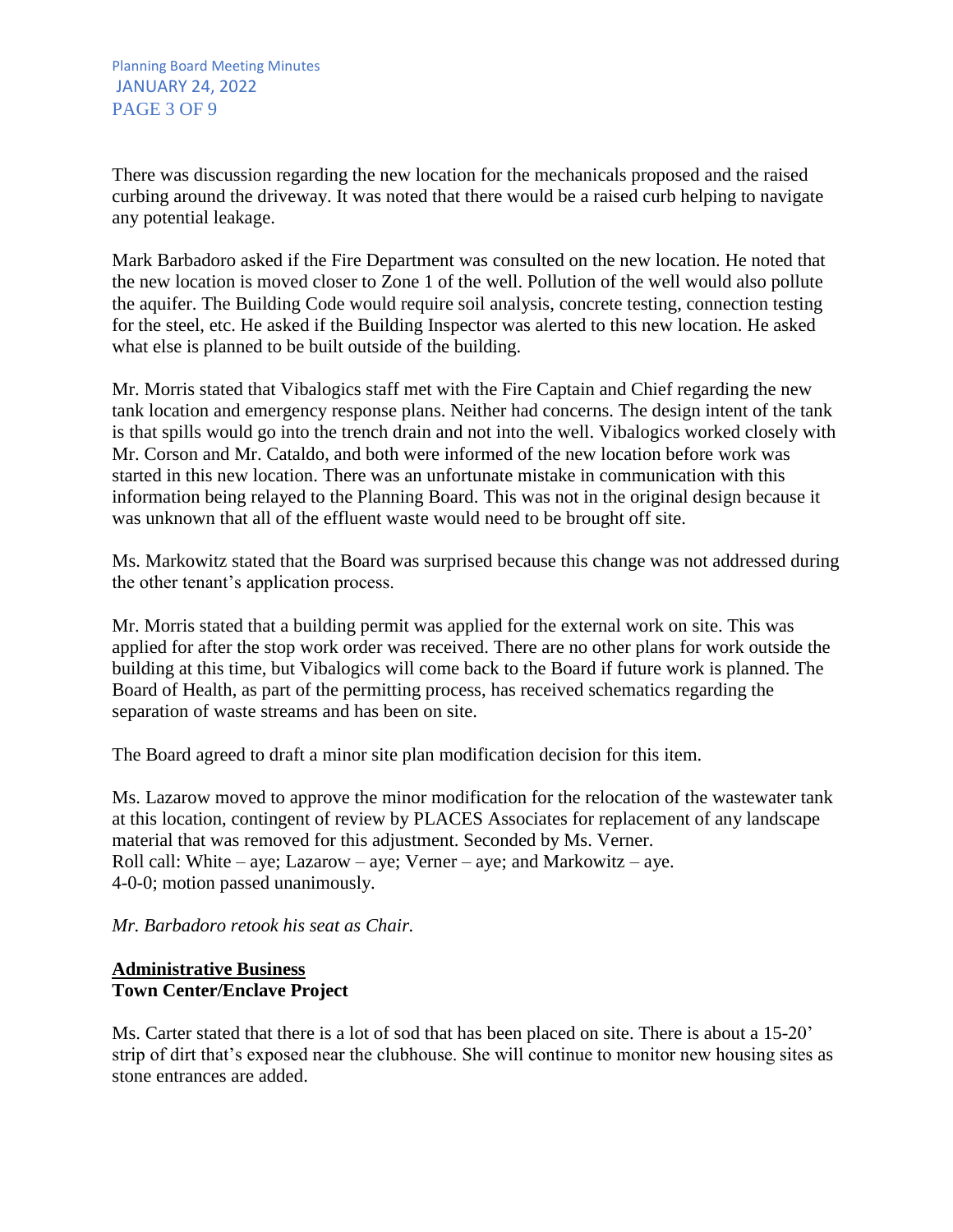There was discussion regarding the new location for the mechanicals proposed and the raised curbing around the driveway. It was noted that there would be a raised curb helping to navigate any potential leakage.

Mark Barbadoro asked if the Fire Department was consulted on the new location. He noted that the new location is moved closer to Zone 1 of the well. Pollution of the well would also pollute the aquifer. The Building Code would require soil analysis, concrete testing, connection testing for the steel, etc. He asked if the Building Inspector was alerted to this new location. He asked what else is planned to be built outside of the building.

Mr. Morris stated that Vibalogics staff met with the Fire Captain and Chief regarding the new tank location and emergency response plans. Neither had concerns. The design intent of the tank is that spills would go into the trench drain and not into the well. Vibalogics worked closely with Mr. Corson and Mr. Cataldo, and both were informed of the new location before work was started in this new location. There was an unfortunate mistake in communication with this information being relayed to the Planning Board. This was not in the original design because it was unknown that all of the effluent waste would need to be brought off site.

Ms. Markowitz stated that the Board was surprised because this change was not addressed during the other tenant's application process.

Mr. Morris stated that a building permit was applied for the external work on site. This was applied for after the stop work order was received. There are no other plans for work outside the building at this time, but Vibalogics will come back to the Board if future work is planned. The Board of Health, as part of the permitting process, has received schematics regarding the separation of waste streams and has been on site.

The Board agreed to draft a minor site plan modification decision for this item.

Ms. Lazarow moved to approve the minor modification for the relocation of the wastewater tank at this location, contingent of review by PLACES Associates for replacement of any landscape material that was removed for this adjustment. Seconded by Ms. Verner.
Roll call: White – aye; Lazarow – aye; Verner – aye; and Markowitz – aye.
4-0-0; motion passed unanimously.

*Mr. Barbadoro retook his seat as Chair.*

## Administrative Business

### Town Center/Enclave Project

Ms. Carter stated that there is a lot of sod that has been placed on site. There is about a 15-20' strip of dirt that's exposed near the clubhouse. She will continue to monitor new housing sites as stone entrances are added.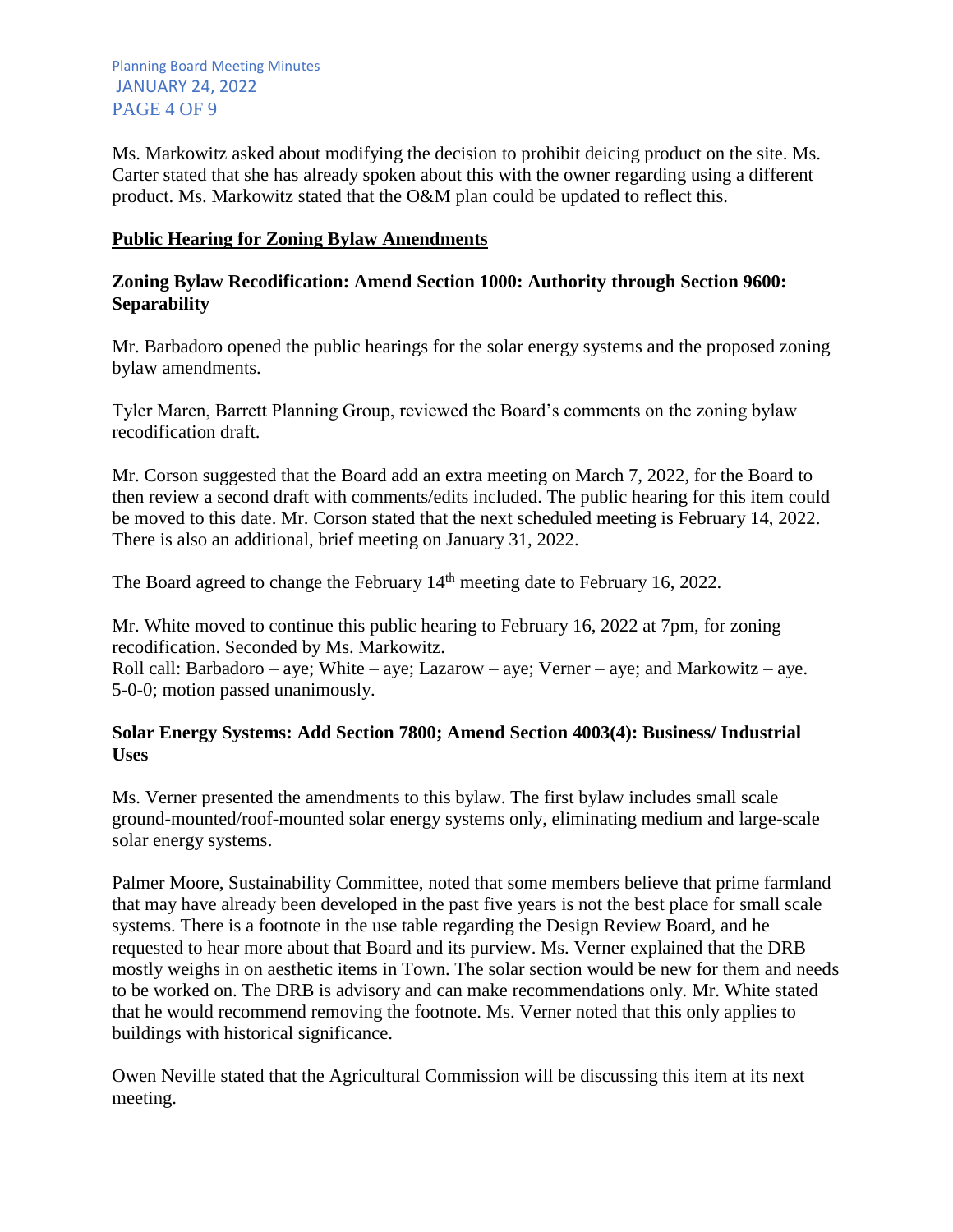Ms. Markowitz asked about modifying the decision to prohibit deicing product on the site. Ms. Carter stated that she has already spoken about this with the owner regarding using a different product. Ms. Markowitz stated that the O&M plan could be updated to reflect this.

## Public Hearing for Zoning Bylaw Amendments

### Zoning Bylaw Recodification: Amend Section 1000: Authority through Section 9600: Separability

Mr. Barbadoro opened the public hearings for the solar energy systems and the proposed zoning bylaw amendments.

Tyler Maren, Barrett Planning Group, reviewed the Board's comments on the zoning bylaw recodification draft.

Mr. Corson suggested that the Board add an extra meeting on March 7, 2022, for the Board to then review a second draft with comments/edits included. The public hearing for this item could be moved to this date. Mr. Corson stated that the next scheduled meeting is February 14, 2022. There is also an additional, brief meeting on January 31, 2022.

The Board agreed to change the February 14th meeting date to February 16, 2022.

Mr. White moved to continue this public hearing to February 16, 2022 at 7pm, for zoning recodification. Seconded by Ms. Markowitz.
Roll call: Barbadoro – aye; White – aye; Lazarow – aye; Verner – aye; and Markowitz – aye.
5-0-0; motion passed unanimously.

### Solar Energy Systems: Add Section 7800; Amend Section 4003(4): Business/ Industrial Uses

Ms. Verner presented the amendments to this bylaw. The first bylaw includes small scale ground-mounted/roof-mounted solar energy systems only, eliminating medium and large-scale solar energy systems.

Palmer Moore, Sustainability Committee, noted that some members believe that prime farmland that may have already been developed in the past five years is not the best place for small scale systems. There is a footnote in the use table regarding the Design Review Board, and he requested to hear more about that Board and its purview. Ms. Verner explained that the DRB mostly weighs in on aesthetic items in Town. The solar section would be new for them and needs to be worked on. The DRB is advisory and can make recommendations only. Mr. White stated that he would recommend removing the footnote. Ms. Verner noted that this only applies to buildings with historical significance.

Owen Neville stated that the Agricultural Commission will be discussing this item at its next meeting.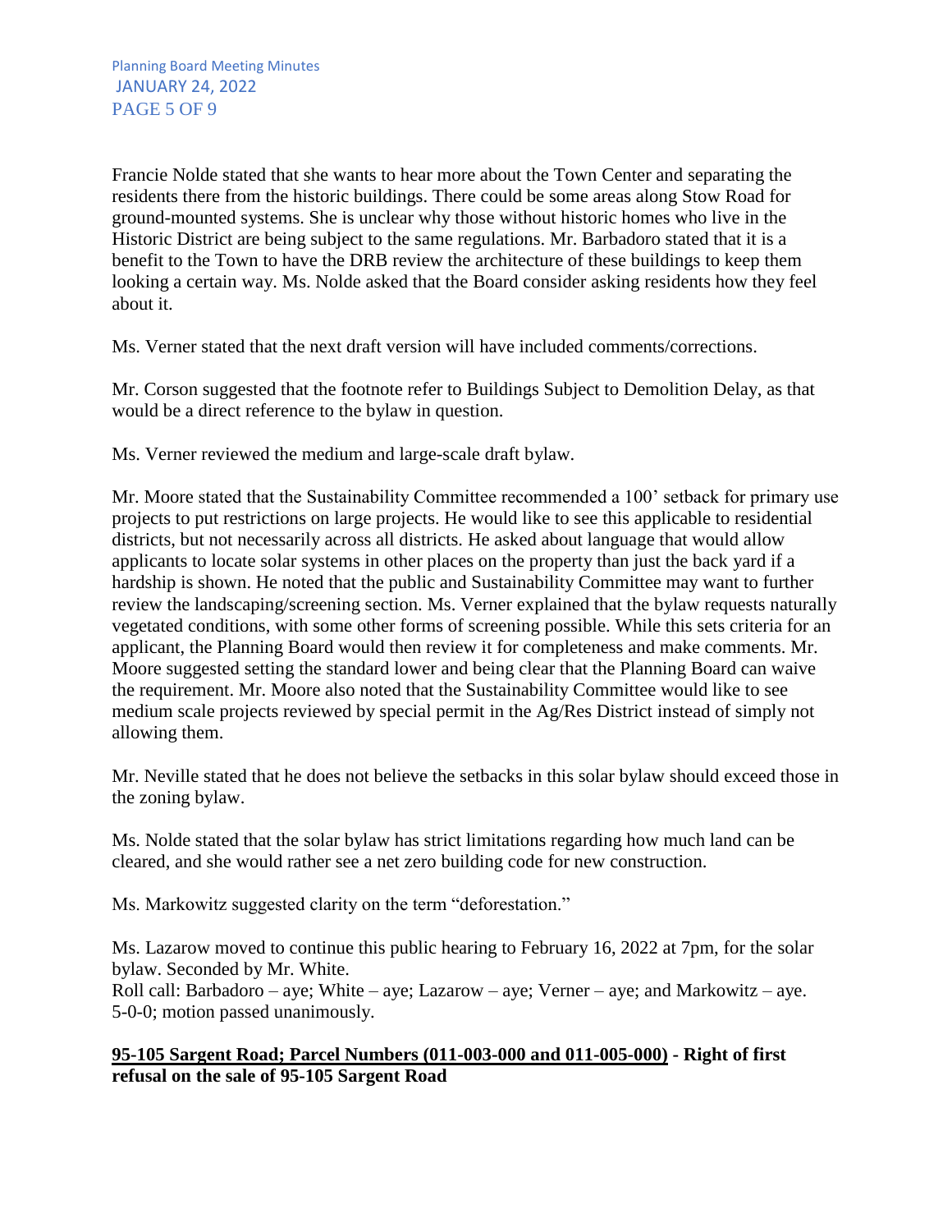Francie Nolde stated that she wants to hear more about the Town Center and separating the residents there from the historic buildings. There could be some areas along Stow Road for ground-mounted systems. She is unclear why those without historic homes who live in the Historic District are being subject to the same regulations. Mr. Barbadoro stated that it is a benefit to the Town to have the DRB review the architecture of these buildings to keep them looking a certain way. Ms. Nolde asked that the Board consider asking residents how they feel about it.

Ms. Verner stated that the next draft version will have included comments/corrections.

Mr. Corson suggested that the footnote refer to Buildings Subject to Demolition Delay, as that would be a direct reference to the bylaw in question.

Ms. Verner reviewed the medium and large-scale draft bylaw.

Mr. Moore stated that the Sustainability Committee recommended a 100' setback for primary use projects to put restrictions on large projects. He would like to see this applicable to residential districts, but not necessarily across all districts. He asked about language that would allow applicants to locate solar systems in other places on the property than just the back yard if a hardship is shown. He noted that the public and Sustainability Committee may want to further review the landscaping/screening section. Ms. Verner explained that the bylaw requests naturally vegetated conditions, with some other forms of screening possible. While this sets criteria for an applicant, the Planning Board would then review it for completeness and make comments. Mr. Moore suggested setting the standard lower and being clear that the Planning Board can waive the requirement. Mr. Moore also noted that the Sustainability Committee would like to see medium scale projects reviewed by special permit in the Ag/Res District instead of simply not allowing them.

Mr. Neville stated that he does not believe the setbacks in this solar bylaw should exceed those in the zoning bylaw.

Ms. Nolde stated that the solar bylaw has strict limitations regarding how much land can be cleared, and she would rather see a net zero building code for new construction.

Ms. Markowitz suggested clarity on the term "deforestation."

Ms. Lazarow moved to continue this public hearing to February 16, 2022 at 7pm, for the solar bylaw. Seconded by Mr. White.
Roll call: Barbadoro – aye; White – aye; Lazarow – aye; Verner – aye; and Markowitz – aye.
5-0-0; motion passed unanimously.

**95-105 Sargent Road; Parcel Numbers (011-003-000 and 011-005-000) - Right of first refusal on the sale of 95-105 Sargent Road**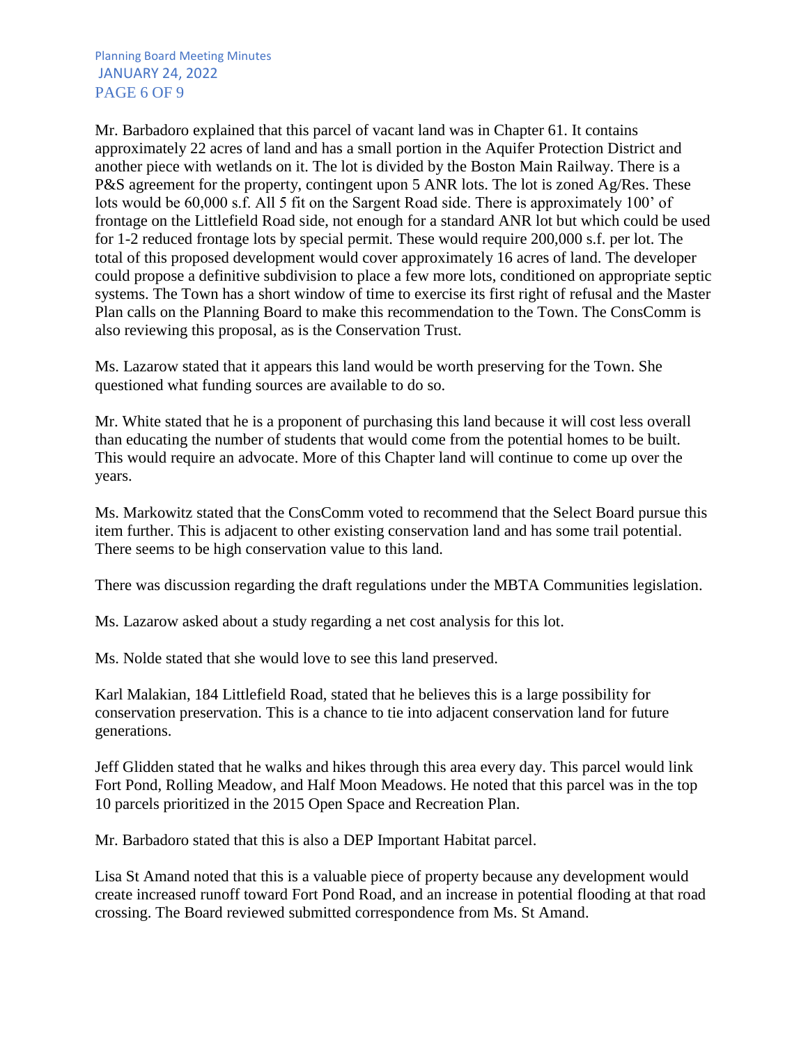Mr. Barbadoro explained that this parcel of vacant land was in Chapter 61. It contains approximately 22 acres of land and has a small portion in the Aquifer Protection District and another piece with wetlands on it. The lot is divided by the Boston Main Railway. There is a P&S agreement for the property, contingent upon 5 ANR lots. The lot is zoned Ag/Res. These lots would be 60,000 s.f. All 5 fit on the Sargent Road side. There is approximately 100' of frontage on the Littlefield Road side, not enough for a standard ANR lot but which could be used for 1-2 reduced frontage lots by special permit. These would require 200,000 s.f. per lot. The total of this proposed development would cover approximately 16 acres of land. The developer could propose a definitive subdivision to place a few more lots, conditioned on appropriate septic systems. The Town has a short window of time to exercise its first right of refusal and the Master Plan calls on the Planning Board to make this recommendation to the Town. The ConsComm is also reviewing this proposal, as is the Conservation Trust.

Ms. Lazarow stated that it appears this land would be worth preserving for the Town. She questioned what funding sources are available to do so.

Mr. White stated that he is a proponent of purchasing this land because it will cost less overall than educating the number of students that would come from the potential homes to be built. This would require an advocate. More of this Chapter land will continue to come up over the years.

Ms. Markowitz stated that the ConsComm voted to recommend that the Select Board pursue this item further. This is adjacent to other existing conservation land and has some trail potential. There seems to be high conservation value to this land.

There was discussion regarding the draft regulations under the MBTA Communities legislation.

Ms. Lazarow asked about a study regarding a net cost analysis for this lot.

Ms. Nolde stated that she would love to see this land preserved.

Karl Malakian, 184 Littlefield Road, stated that he believes this is a large possibility for conservation preservation. This is a chance to tie into adjacent conservation land for future generations.

Jeff Glidden stated that he walks and hikes through this area every day. This parcel would link Fort Pond, Rolling Meadow, and Half Moon Meadows. He noted that this parcel was in the top 10 parcels prioritized in the 2015 Open Space and Recreation Plan.

Mr. Barbadoro stated that this is also a DEP Important Habitat parcel.

Lisa St Amand noted that this is a valuable piece of property because any development would create increased runoff toward Fort Pond Road, and an increase in potential flooding at that road crossing. The Board reviewed submitted correspondence from Ms. St Amand.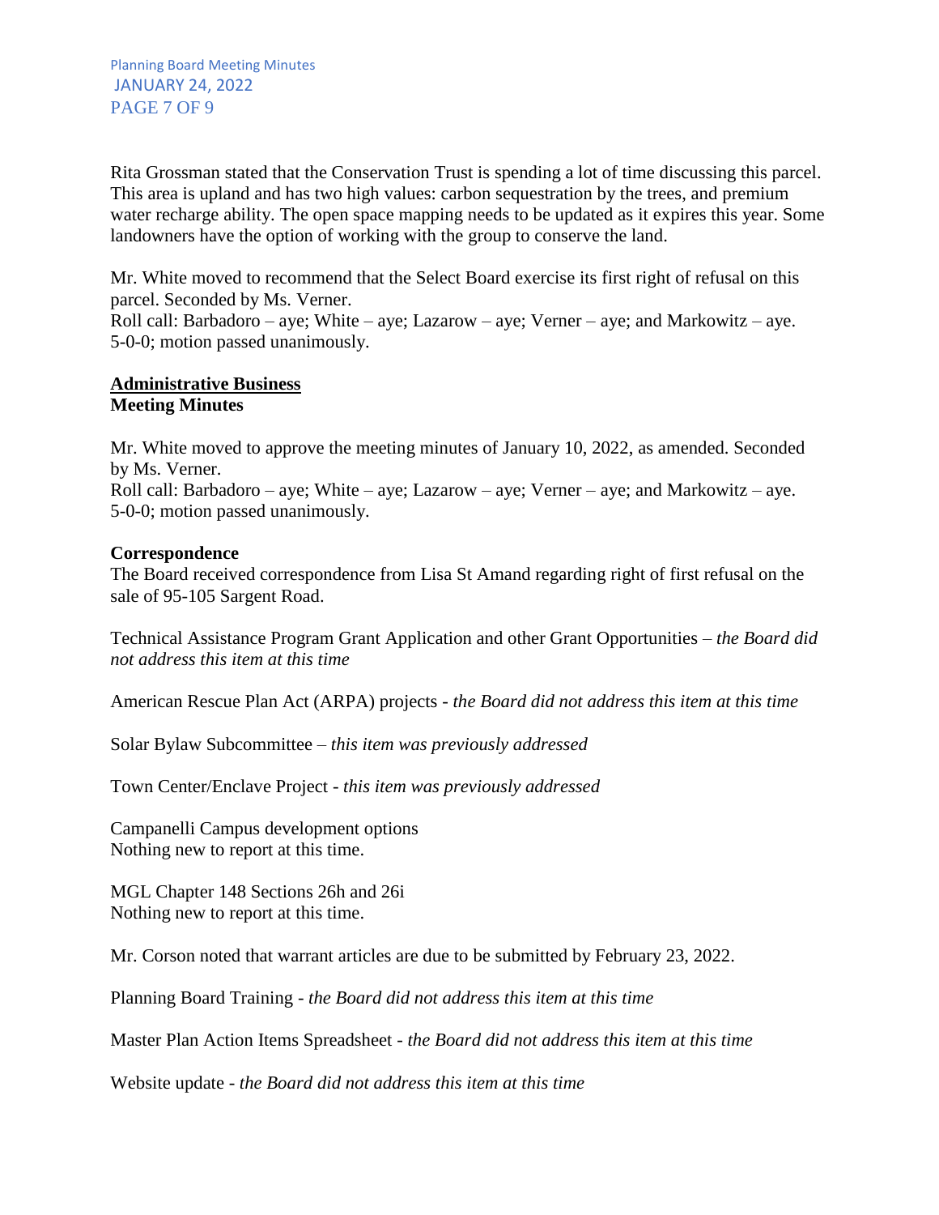Rita Grossman stated that the Conservation Trust is spending a lot of time discussing this parcel. This area is upland and has two high values: carbon sequestration by the trees, and premium water recharge ability. The open space mapping needs to be updated as it expires this year. Some landowners have the option of working with the group to conserve the land.

Mr. White moved to recommend that the Select Board exercise its first right of refusal on this parcel. Seconded by Ms. Verner.
Roll call: Barbadoro – aye; White – aye; Lazarow – aye; Verner – aye; and Markowitz – aye.
5-0-0; motion passed unanimously.

**<u>Administrative Business</u>**
**Meeting Minutes**

Mr. White moved to approve the meeting minutes of January 10, 2022, as amended. Seconded by Ms. Verner.
Roll call: Barbadoro – aye; White – aye; Lazarow – aye; Verner – aye; and Markowitz – aye.
5-0-0; motion passed unanimously.

**Correspondence**
The Board received correspondence from Lisa St Amand regarding right of first refusal on the sale of 95-105 Sargent Road.

Technical Assistance Program Grant Application and other Grant Opportunities – *the Board did not address this item at this time*

American Rescue Plan Act (ARPA) projects - *the Board did not address this item at this time*

Solar Bylaw Subcommittee – *this item was previously addressed*

Town Center/Enclave Project - *this item was previously addressed*

Campanelli Campus development options
Nothing new to report at this time.

MGL Chapter 148 Sections 26h and 26i
Nothing new to report at this time.

Mr. Corson noted that warrant articles are due to be submitted by February 23, 2022.

Planning Board Training - *the Board did not address this item at this time*

Master Plan Action Items Spreadsheet - *the Board did not address this item at this time*

Website update - *the Board did not address this item at this time*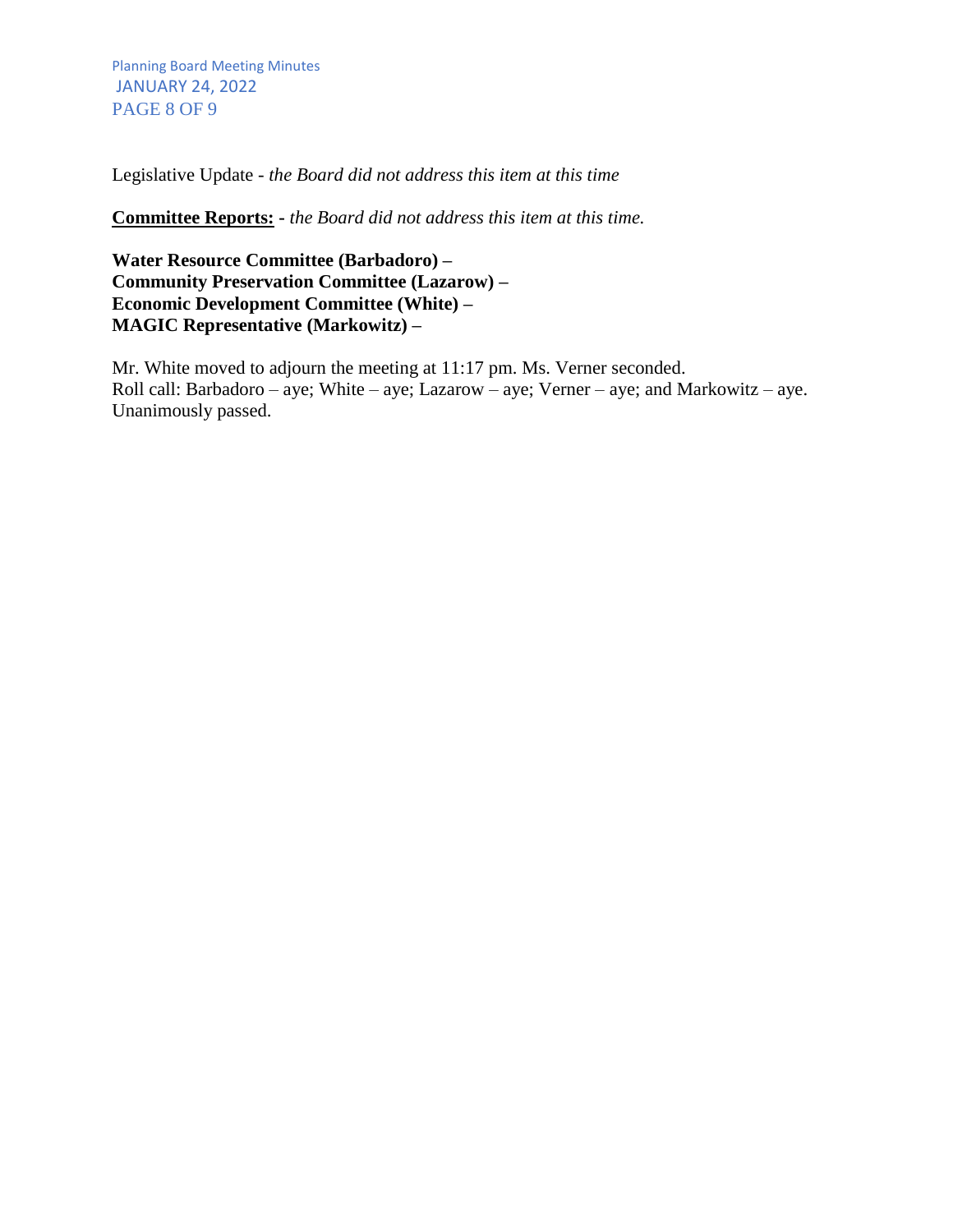Legislative Update - *the Board did not address this item at this time*

**Committee Reports:** - *the Board did not address this item at this time.*

**Water Resource Committee (Barbadoro) –**
**Community Preservation Committee (Lazarow) –**
**Economic Development Committee (White) –**
**MAGIC Representative (Markowitz) –**

Mr. White moved to adjourn the meeting at 11:17 pm. Ms. Verner seconded.
Roll call: Barbadoro – aye; White – aye; Lazarow – aye; Verner – aye; and Markowitz – aye.
Unanimously passed.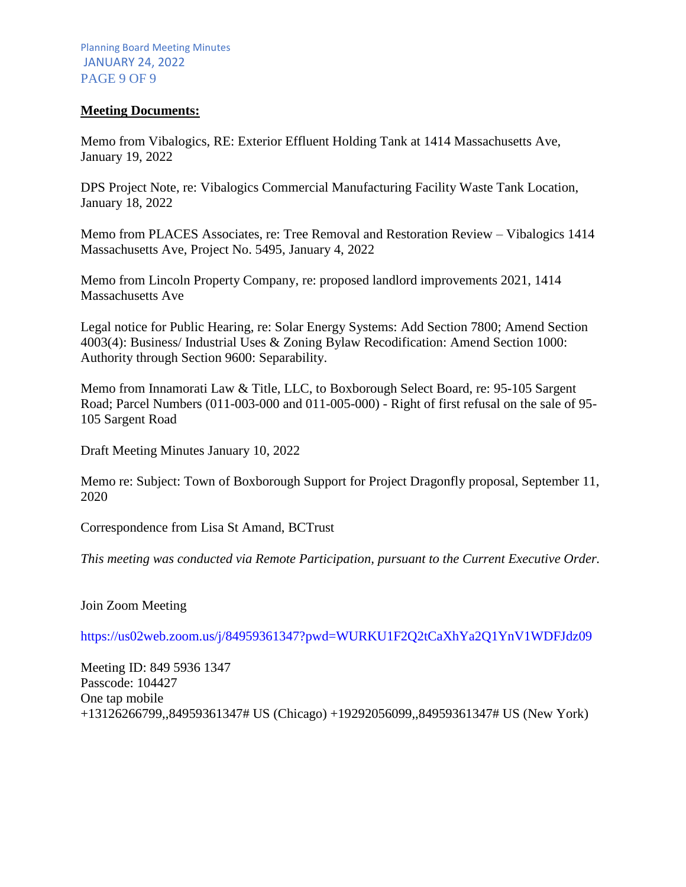**Meeting Documents:**

Memo from Vibalogics, RE: Exterior Effluent Holding Tank at 1414 Massachusetts Ave, January 19, 2022

DPS Project Note, re: Vibalogics Commercial Manufacturing Facility Waste Tank Location, January 18, 2022

Memo from PLACES Associates, re: Tree Removal and Restoration Review – Vibalogics 1414 Massachusetts Ave, Project No. 5495, January 4, 2022

Memo from Lincoln Property Company, re: proposed landlord improvements 2021, 1414 Massachusetts Ave

Legal notice for Public Hearing, re: Solar Energy Systems: Add Section 7800; Amend Section 4003(4): Business/ Industrial Uses & Zoning Bylaw Recodification: Amend Section 1000: Authority through Section 9600: Separability.

Memo from Innamorati Law & Title, LLC, to Boxborough Select Board, re: 95-105 Sargent Road; Parcel Numbers (011-003-000 and 011-005-000) - Right of first refusal on the sale of 95-105 Sargent Road

Draft Meeting Minutes January 10, 2022

Memo re: Subject: Town of Boxborough Support for Project Dragonfly proposal, September 11, 2020

Correspondence from Lisa St Amand, BCTrust

*This meeting was conducted via Remote Participation, pursuant to the Current Executive Order.*

Join Zoom Meeting

https://us02web.zoom.us/j/84959361347?pwd=WURKU1F2Q2tCaXhYa2Q1YnV1WDFJdz09

Meeting ID: 849 5936 1347
Passcode: 104427
One tap mobile
+13126266799,,84959361347# US (Chicago) +19292056099,,84959361347# US (New York)